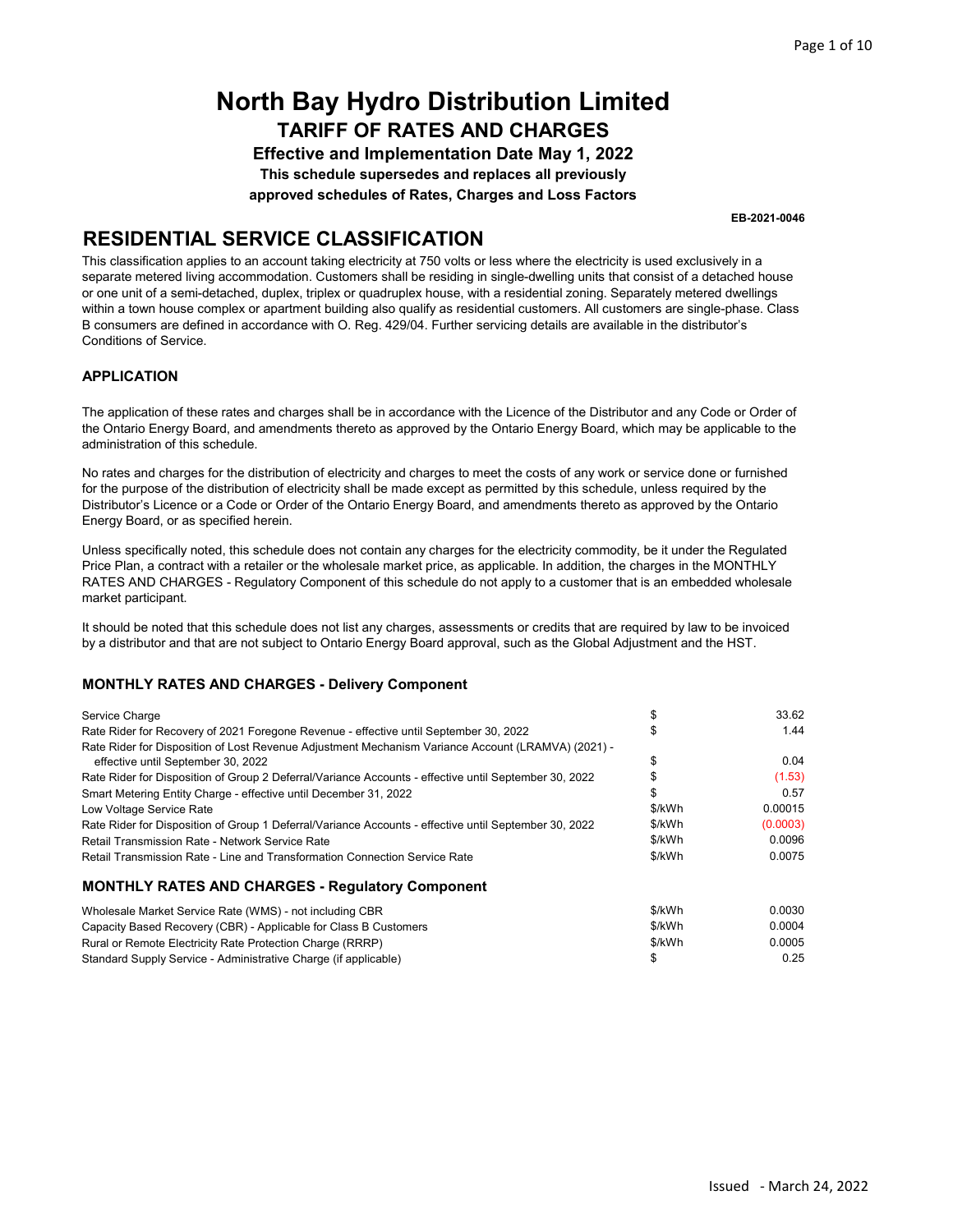# North Bay Hydro Distribution Limited

## TARIFF OF RATES AND CHARGES

**Effective and Implementation Date May 1, 2022**

**This schedule supersedes and replaces all previously approved schedules of Rates, Charges and Loss Factors**

**EB-2021-0046**

## RESIDENTIAL SERVICE CLASSIFICATION

This classification applies to an account taking electricity at 750 volts or less where the electricity is used exclusively in a separate metered living accommodation. Customers shall be residing in single-dwelling units that consist of a detached house or one unit of a semi-detached, duplex, triplex or quadruplex house, with a residential zoning. Separately metered dwellings within a town house complex or apartment building also qualify as residential customers. All customers are single-phase. Class B consumers are defined in accordance with O. Reg. 429/04. Further servicing details are available in the distributor's Conditions of Service.

### APPLICATION

The application of these rates and charges shall be in accordance with the Licence of the Distributor and any Code or Order of the Ontario Energy Board, and amendments thereto as approved by the Ontario Energy Board, which may be applicable to the administration of this schedule.

No rates and charges for the distribution of electricity and charges to meet the costs of any work or service done or furnished for the purpose of the distribution of electricity shall be made except as permitted by this schedule, unless required by the Distributor's Licence or a Code or Order of the Ontario Energy Board, and amendments thereto as approved by the Ontario Energy Board, or as specified herein.

Unless specifically noted, this schedule does not contain any charges for the electricity commodity, be it under the Regulated Price Plan, a contract with a retailer or the wholesale market price, as applicable. In addition, the charges in the MONTHLY RATES AND CHARGES - Regulatory Component of this schedule do not apply to a customer that is an embedded wholesale market participant.

It should be noted that this schedule does not list any charges, assessments or credits that are required by law to be invoiced by a distributor and that are not subject to Ontario Energy Board approval, such as the Global Adjustment and the HST.

### MONTHLY RATES AND CHARGES - Delivery Component

| Description | Unit | Rate |
|---|---|---|
| Service Charge | $ | 33.62 |
| Rate Rider for Recovery of 2021 Foregone Revenue - effective until September 30, 2022 | $ | 1.44 |
| Rate Rider for Disposition of Lost Revenue Adjustment Mechanism Variance Account (LRAMVA) (2021) - effective until September 30, 2022 | $ | 0.04 |
| Rate Rider for Disposition of Group 2 Deferral/Variance Accounts - effective until September 30, 2022 | $ | (1.53) |
| Smart Metering Entity Charge - effective until December 31, 2022 | $ | 0.57 |
| Low Voltage Service Rate | $/kWh | 0.00015 |
| Rate Rider for Disposition of Group 1 Deferral/Variance Accounts - effective until September 30, 2022 | $/kWh | (0.0003) |
| Retail Transmission Rate - Network Service Rate | $/kWh | 0.0096 |
| Retail Transmission Rate - Line and Transformation Connection Service Rate | $/kWh | 0.0075 |

### MONTHLY RATES AND CHARGES - Regulatory Component

| Description | Unit | Rate |
|---|---|---|
| Wholesale Market Service Rate (WMS) - not including CBR | $/kWh | 0.0030 |
| Capacity Based Recovery (CBR) - Applicable for Class B Customers | $/kWh | 0.0004 |
| Rural or Remote Electricity Rate Protection Charge (RRRP) | $/kWh | 0.0005 |
| Standard Supply Service - Administrative Charge (if applicable) | $ | 0.25 |

Issued - March 24, 2022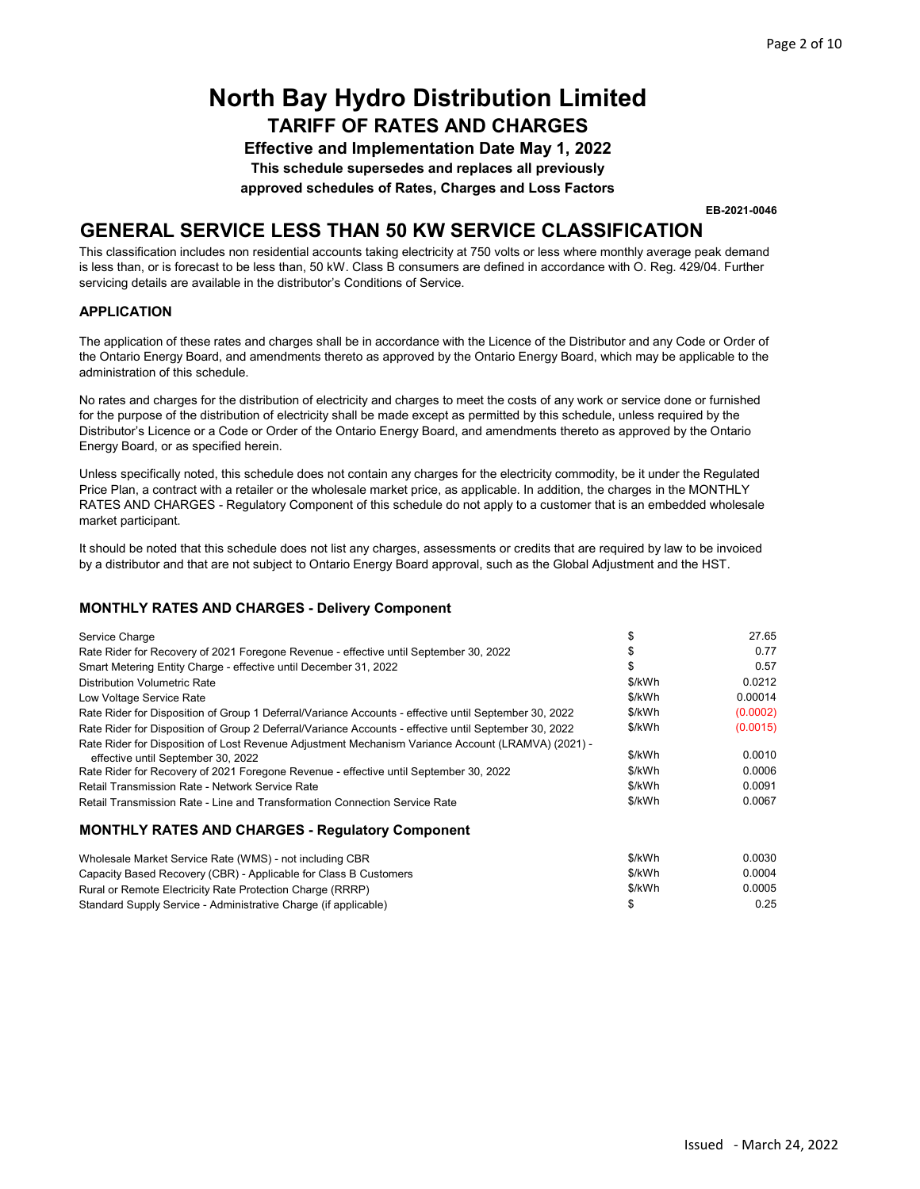# North Bay Hydro Distribution Limited

## TARIFF OF RATES AND CHARGES

**Effective and Implementation Date May 1, 2022**

**This schedule supersedes and replaces all previously approved schedules of Rates, Charges and Loss Factors**

**EB-2021-0046**

## GENERAL SERVICE LESS THAN 50 KW SERVICE CLASSIFICATION

This classification includes non residential accounts taking electricity at 750 volts or less where monthly average peak demand is less than, or is forecast to be less than, 50 kW. Class B consumers are defined in accordance with O. Reg. 429/04. Further servicing details are available in the distributor's Conditions of Service.

### APPLICATION

The application of these rates and charges shall be in accordance with the Licence of the Distributor and any Code or Order of the Ontario Energy Board, and amendments thereto as approved by the Ontario Energy Board, which may be applicable to the administration of this schedule.

No rates and charges for the distribution of electricity and charges to meet the costs of any work or service done or furnished for the purpose of the distribution of electricity shall be made except as permitted by this schedule, unless required by the Distributor's Licence or a Code or Order of the Ontario Energy Board, and amendments thereto as approved by the Ontario Energy Board, or as specified herein.

Unless specifically noted, this schedule does not contain any charges for the electricity commodity, be it under the Regulated Price Plan, a contract with a retailer or the wholesale market price, as applicable. In addition, the charges in the MONTHLY RATES AND CHARGES - Regulatory Component of this schedule do not apply to a customer that is an embedded wholesale market participant.

It should be noted that this schedule does not list any charges, assessments or credits that are required by law to be invoiced by a distributor and that are not subject to Ontario Energy Board approval, such as the Global Adjustment and the HST.

### MONTHLY RATES AND CHARGES - Delivery Component

| Charge | Unit | Rate |
|---|---|---|
| Service Charge | $ | 27.65 |
| Rate Rider for Recovery of 2021 Foregone Revenue - effective until September 30, 2022 | $ | 0.77 |
| Smart Metering Entity Charge - effective until December 31, 2022 | $ | 0.57 |
| Distribution Volumetric Rate | $/kWh | 0.0212 |
| Low Voltage Service Rate | $/kWh | 0.00014 |
| Rate Rider for Disposition of Group 1 Deferral/Variance Accounts - effective until September 30, 2022 | $/kWh | (0.0002) |
| Rate Rider for Disposition of Group 2 Deferral/Variance Accounts - effective until September 30, 2022 | $/kWh | (0.0015) |
| Rate Rider for Disposition of Lost Revenue Adjustment Mechanism Variance Account (LRAMVA) (2021) - effective until September 30, 2022 | $/kWh | 0.0010 |
| Rate Rider for Recovery of 2021 Foregone Revenue - effective until September 30, 2022 | $/kWh | 0.0006 |
| Retail Transmission Rate - Network Service Rate | $/kWh | 0.0091 |
| Retail Transmission Rate - Line and Transformation Connection Service Rate | $/kWh | 0.0067 |

### MONTHLY RATES AND CHARGES - Regulatory Component

| Charge | Unit | Rate |
|---|---|---|
| Wholesale Market Service Rate (WMS) - not including CBR | $/kWh | 0.0030 |
| Capacity Based Recovery (CBR) - Applicable for Class B Customers | $/kWh | 0.0004 |
| Rural or Remote Electricity Rate Protection Charge (RRRP) | $/kWh | 0.0005 |
| Standard Supply Service - Administrative Charge (if applicable) | $ | 0.25 |

Issued - March 24, 2022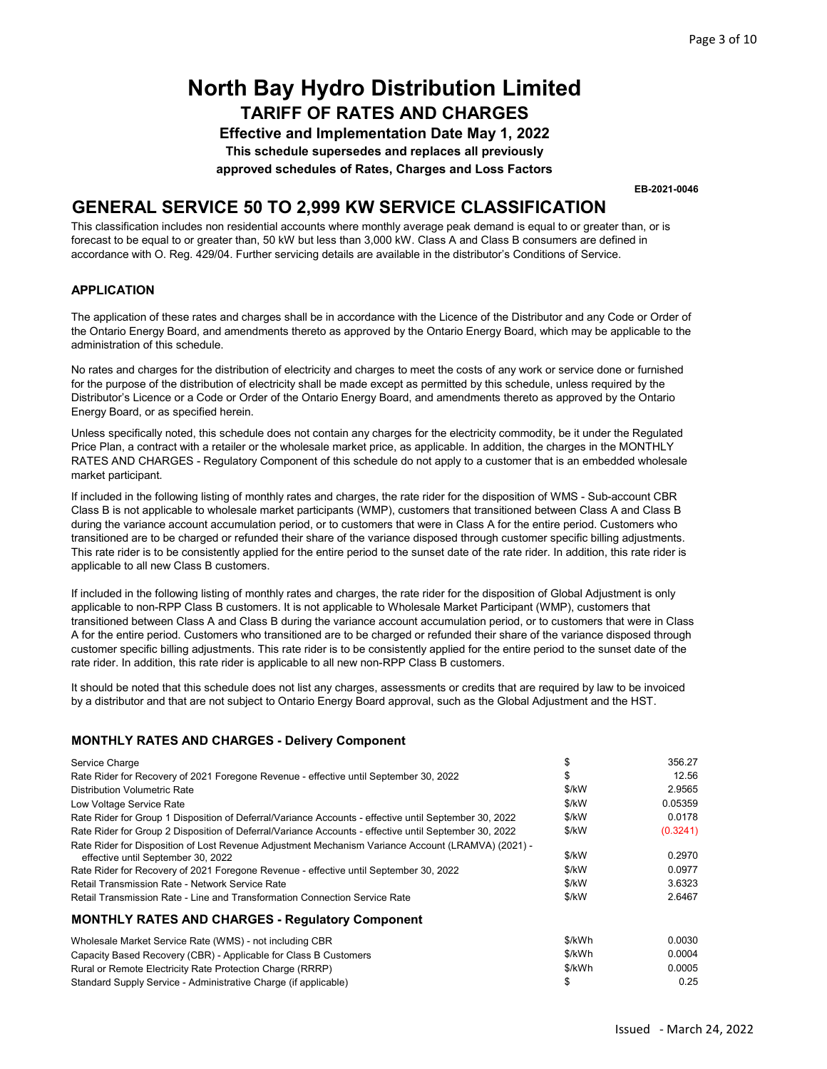# North Bay Hydro Distribution Limited

## TARIFF OF RATES AND CHARGES

**Effective and Implementation Date May 1, 2022**

**This schedule supersedes and replaces all previously approved schedules of Rates, Charges and Loss Factors**

**EB-2021-0046**

## GENERAL SERVICE 50 TO 2,999 KW SERVICE CLASSIFICATION

This classification includes non residential accounts where monthly average peak demand is equal to or greater than, or is forecast to be equal to or greater than, 50 kW but less than 3,000 kW. Class A and Class B consumers are defined in accordance with O. Reg. 429/04. Further servicing details are available in the distributor's Conditions of Service.

### APPLICATION

The application of these rates and charges shall be in accordance with the Licence of the Distributor and any Code or Order of the Ontario Energy Board, and amendments thereto as approved by the Ontario Energy Board, which may be applicable to the administration of this schedule.

No rates and charges for the distribution of electricity and charges to meet the costs of any work or service done or furnished for the purpose of the distribution of electricity shall be made except as permitted by this schedule, unless required by the Distributor's Licence or a Code or Order of the Ontario Energy Board, and amendments thereto as approved by the Ontario Energy Board, or as specified herein.

Unless specifically noted, this schedule does not contain any charges for the electricity commodity, be it under the Regulated Price Plan, a contract with a retailer or the wholesale market price, as applicable. In addition, the charges in the MONTHLY RATES AND CHARGES - Regulatory Component of this schedule do not apply to a customer that is an embedded wholesale market participant.

If included in the following listing of monthly rates and charges, the rate rider for the disposition of WMS - Sub-account CBR Class B is not applicable to wholesale market participants (WMP), customers that transitioned between Class A and Class B during the variance account accumulation period, or to customers that were in Class A for the entire period. Customers who transitioned are to be charged or refunded their share of the variance disposed through customer specific billing adjustments. This rate rider is to be consistently applied for the entire period to the sunset date of the rate rider. In addition, this rate rider is applicable to all new Class B customers.

If included in the following listing of monthly rates and charges, the rate rider for the disposition of Global Adjustment is only applicable to non-RPP Class B customers. It is not applicable to Wholesale Market Participant (WMP), customers that transitioned between Class A and Class B during the variance account accumulation period, or to customers that were in Class A for the entire period. Customers who transitioned are to be charged or refunded their share of the variance disposed through customer specific billing adjustments. This rate rider is to be consistently applied for the entire period to the sunset date of the rate rider. In addition, this rate rider is applicable to all new non-RPP Class B customers.

It should be noted that this schedule does not list any charges, assessments or credits that are required by law to be invoiced by a distributor and that are not subject to Ontario Energy Board approval, such as the Global Adjustment and the HST.

### MONTHLY RATES AND CHARGES - Delivery Component

| | | |
|---|---|---|
| Service Charge | $ | 356.27 |
| Rate Rider for Recovery of 2021 Foregone Revenue - effective until September 30, 2022 | $ | 12.56 |
| Distribution Volumetric Rate | $/kW | 2.9565 |
| Low Voltage Service Rate | $/kW | 0.05359 |
| Rate Rider for Group 1 Disposition of Deferral/Variance Accounts - effective until September 30, 2022 | $/kW | 0.0178 |
| Rate Rider for Group 2 Disposition of Deferral/Variance Accounts - effective until September 30, 2022 | $/kW | (0.3241) |
| Rate Rider for Disposition of Lost Revenue Adjustment Mechanism Variance Account (LRAMVA) (2021) - effective until September 30, 2022 | $/kW | 0.2970 |
| Rate Rider for Recovery of 2021 Foregone Revenue - effective until September 30, 2022 | $/kW | 0.0977 |
| Retail Transmission Rate - Network Service Rate | $/kW | 3.6323 |
| Retail Transmission Rate - Line and Transformation Connection Service Rate | $/kW | 2.6467 |

### MONTHLY RATES AND CHARGES - Regulatory Component

| | | |
|---|---|---|
| Wholesale Market Service Rate (WMS) - not including CBR | $/kWh | 0.0030 |
| Capacity Based Recovery (CBR) - Applicable for Class B Customers | $/kWh | 0.0004 |
| Rural or Remote Electricity Rate Protection Charge (RRRP) | $/kWh | 0.0005 |
| Standard Supply Service - Administrative Charge (if applicable) | $ | 0.25 |

Issued - March 24, 2022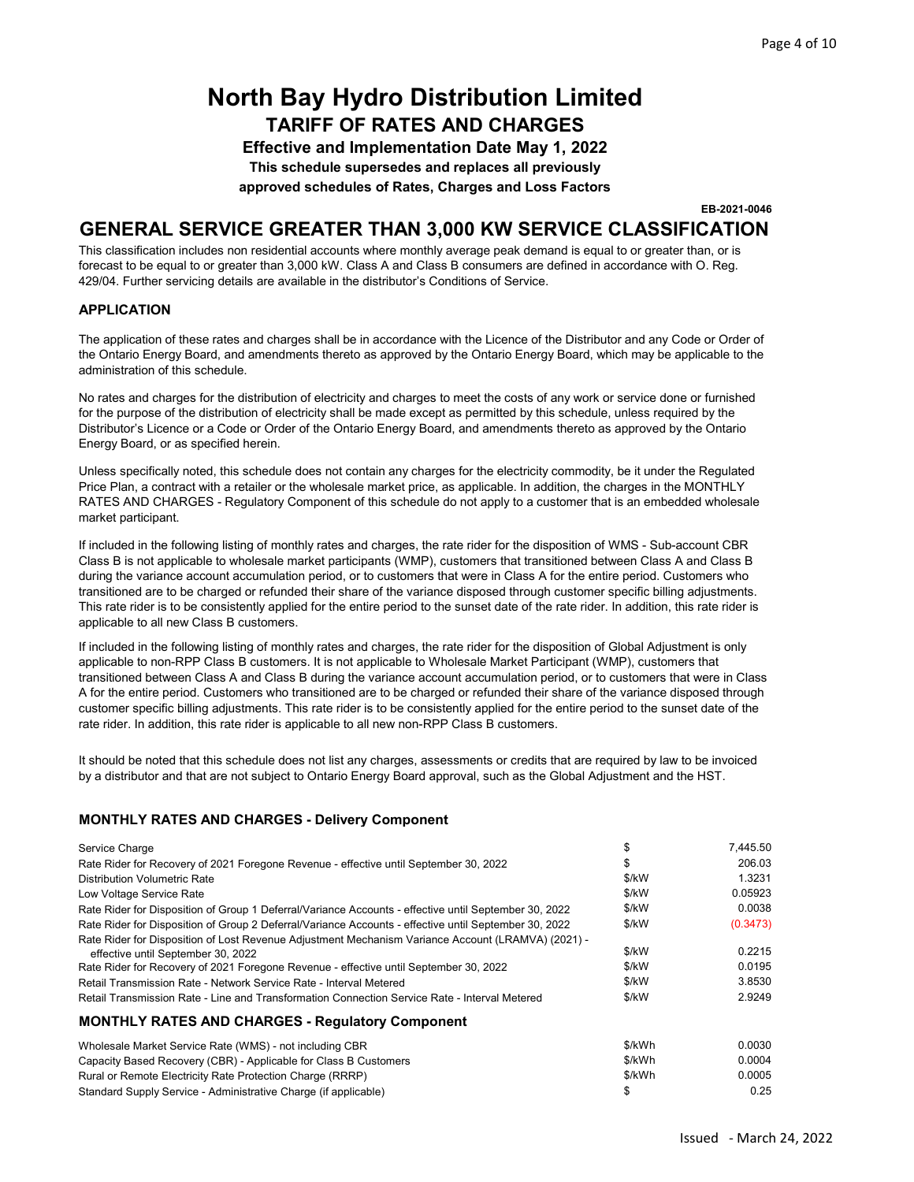# North Bay Hydro Distribution Limited

## TARIFF OF RATES AND CHARGES

**Effective and Implementation Date May 1, 2022**

**This schedule supersedes and replaces all previously approved schedules of Rates, Charges and Loss Factors**

**EB-2021-0046**

## GENERAL SERVICE GREATER THAN 3,000 KW SERVICE CLASSIFICATION

This classification includes non residential accounts where monthly average peak demand is equal to or greater than, or is forecast to be equal to or greater than 3,000 kW. Class A and Class B consumers are defined in accordance with O. Reg. 429/04. Further servicing details are available in the distributor's Conditions of Service.

### APPLICATION

The application of these rates and charges shall be in accordance with the Licence of the Distributor and any Code or Order of the Ontario Energy Board, and amendments thereto as approved by the Ontario Energy Board, which may be applicable to the administration of this schedule.

No rates and charges for the distribution of electricity and charges to meet the costs of any work or service done or furnished for the purpose of the distribution of electricity shall be made except as permitted by this schedule, unless required by the Distributor's Licence or a Code or Order of the Ontario Energy Board, and amendments thereto as approved by the Ontario Energy Board, or as specified herein.

Unless specifically noted, this schedule does not contain any charges for the electricity commodity, be it under the Regulated Price Plan, a contract with a retailer or the wholesale market price, as applicable. In addition, the charges in the MONTHLY RATES AND CHARGES - Regulatory Component of this schedule do not apply to a customer that is an embedded wholesale market participant.

If included in the following listing of monthly rates and charges, the rate rider for the disposition of WMS - Sub-account CBR Class B is not applicable to wholesale market participants (WMP), customers that transitioned between Class A and Class B during the variance account accumulation period, or to customers that were in Class A for the entire period. Customers who transitioned are to be charged or refunded their share of the variance disposed through customer specific billing adjustments. This rate rider is to be consistently applied for the entire period to the sunset date of the rate rider. In addition, this rate rider is applicable to all new Class B customers.

If included in the following listing of monthly rates and charges, the rate rider for the disposition of Global Adjustment is only applicable to non-RPP Class B customers. It is not applicable to Wholesale Market Participant (WMP), customers that transitioned between Class A and Class B during the variance account accumulation period, or to customers that were in Class A for the entire period. Customers who transitioned are to be charged or refunded their share of the variance disposed through customer specific billing adjustments. This rate rider is to be consistently applied for the entire period to the sunset date of the rate rider. In addition, this rate rider is applicable to all new non-RPP Class B customers.

It should be noted that this schedule does not list any charges, assessments or credits that are required by law to be invoiced by a distributor and that are not subject to Ontario Energy Board approval, such as the Global Adjustment and the HST.

### MONTHLY RATES AND CHARGES - Delivery Component

| | | |
|---|---|---|
| Service Charge | $ | 7,445.50 |
| Rate Rider for Recovery of 2021 Foregone Revenue - effective until September 30, 2022 | $ | 206.03 |
| Distribution Volumetric Rate | $/kW | 1.3231 |
| Low Voltage Service Rate | $/kW | 0.05923 |
| Rate Rider for Disposition of Group 1 Deferral/Variance Accounts - effective until September 30, 2022 | $/kW | 0.0038 |
| Rate Rider for Disposition of Group 2 Deferral/Variance Accounts - effective until September 30, 2022 | $/kW | (0.3473) |
| Rate Rider for Disposition of Lost Revenue Adjustment Mechanism Variance Account (LRAMVA) (2021) - effective until September 30, 2022 | $/kW | 0.2215 |
| Rate Rider for Recovery of 2021 Foregone Revenue - effective until September 30, 2022 | $/kW | 0.0195 |
| Retail Transmission Rate - Network Service Rate - Interval Metered | $/kW | 3.8530 |
| Retail Transmission Rate - Line and Transformation Connection Service Rate - Interval Metered | $/kW | 2.9249 |

### MONTHLY RATES AND CHARGES - Regulatory Component

| | | |
|---|---|---|
| Wholesale Market Service Rate (WMS) - not including CBR | $/kWh | 0.0030 |
| Capacity Based Recovery (CBR) - Applicable for Class B Customers | $/kWh | 0.0004 |
| Rural or Remote Electricity Rate Protection Charge (RRRP) | $/kWh | 0.0005 |
| Standard Supply Service - Administrative Charge (if applicable) | $ | 0.25 |

Issued - March 24, 2022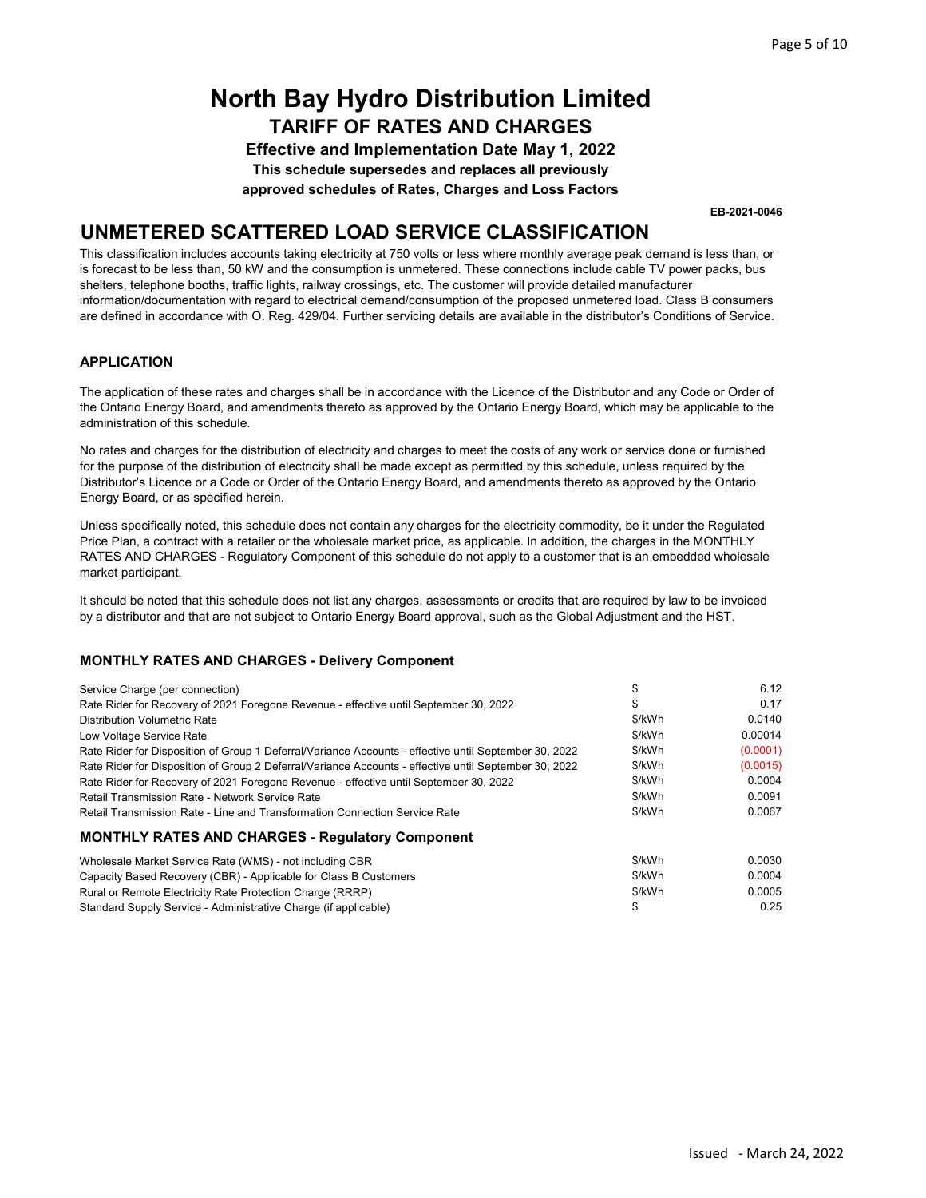# North Bay Hydro Distribution Limited

## TARIFF OF RATES AND CHARGES

**Effective and Implementation Date May 1, 2022**

**This schedule supersedes and replaces all previously approved schedules of Rates, Charges and Loss Factors**

**EB-2021-0046**

## UNMETERED SCATTERED LOAD SERVICE CLASSIFICATION

This classification includes accounts taking electricity at 750 volts or less where monthly average peak demand is less than, or is forecast to be less than, 50 kW and the consumption is unmetered. These connections include cable TV power packs, bus shelters, telephone booths, traffic lights, railway crossings, etc. The customer will provide detailed manufacturer information/documentation with regard to electrical demand/consumption of the proposed unmetered load. Class B consumers are defined in accordance with O. Reg. 429/04. Further servicing details are available in the distributor's Conditions of Service.

### APPLICATION

The application of these rates and charges shall be in accordance with the Licence of the Distributor and any Code or Order of the Ontario Energy Board, and amendments thereto as approved by the Ontario Energy Board, which may be applicable to the administration of this schedule.

No rates and charges for the distribution of electricity and charges to meet the costs of any work or service done or furnished for the purpose of the distribution of electricity shall be made except as permitted by this schedule, unless required by the Distributor's Licence or a Code or Order of the Ontario Energy Board, and amendments thereto as approved by the Ontario Energy Board, or as specified herein.

Unless specifically noted, this schedule does not contain any charges for the electricity commodity, be it under the Regulated Price Plan, a contract with a retailer or the wholesale market price, as applicable. In addition, the charges in the MONTHLY RATES AND CHARGES - Regulatory Component of this schedule do not apply to a customer that is an embedded wholesale market participant.

It should be noted that this schedule does not list any charges, assessments or credits that are required by law to be invoiced by a distributor and that are not subject to Ontario Energy Board approval, such as the Global Adjustment and the HST.

### MONTHLY RATES AND CHARGES - Delivery Component

| Description | Unit | Rate |
|---|---|---|
| Service Charge (per connection) | $ | 6.12 |
| Rate Rider for Recovery of 2021 Foregone Revenue - effective until September 30, 2022 | $ | 0.17 |
| Distribution Volumetric Rate | $/kWh | 0.0140 |
| Low Voltage Service Rate | $/kWh | 0.00014 |
| Rate Rider for Disposition of Group 1 Deferral/Variance Accounts - effective until September 30, 2022 | $/kWh | (0.0001) |
| Rate Rider for Disposition of Group 2 Deferral/Variance Accounts - effective until September 30, 2022 | $/kWh | (0.0015) |
| Rate Rider for Recovery of 2021 Foregone Revenue - effective until September 30, 2022 | $/kWh | 0.0004 |
| Retail Transmission Rate - Network Service Rate | $/kWh | 0.0091 |
| Retail Transmission Rate - Line and Transformation Connection Service Rate | $/kWh | 0.0067 |

### MONTHLY RATES AND CHARGES - Regulatory Component

| Description | Unit | Rate |
|---|---|---|
| Wholesale Market Service Rate (WMS) - not including CBR | $/kWh | 0.0030 |
| Capacity Based Recovery (CBR) - Applicable for Class B Customers | $/kWh | 0.0004 |
| Rural or Remote Electricity Rate Protection Charge (RRRP) | $/kWh | 0.0005 |
| Standard Supply Service - Administrative Charge (if applicable) | $ | 0.25 |

Issued - March 24, 2022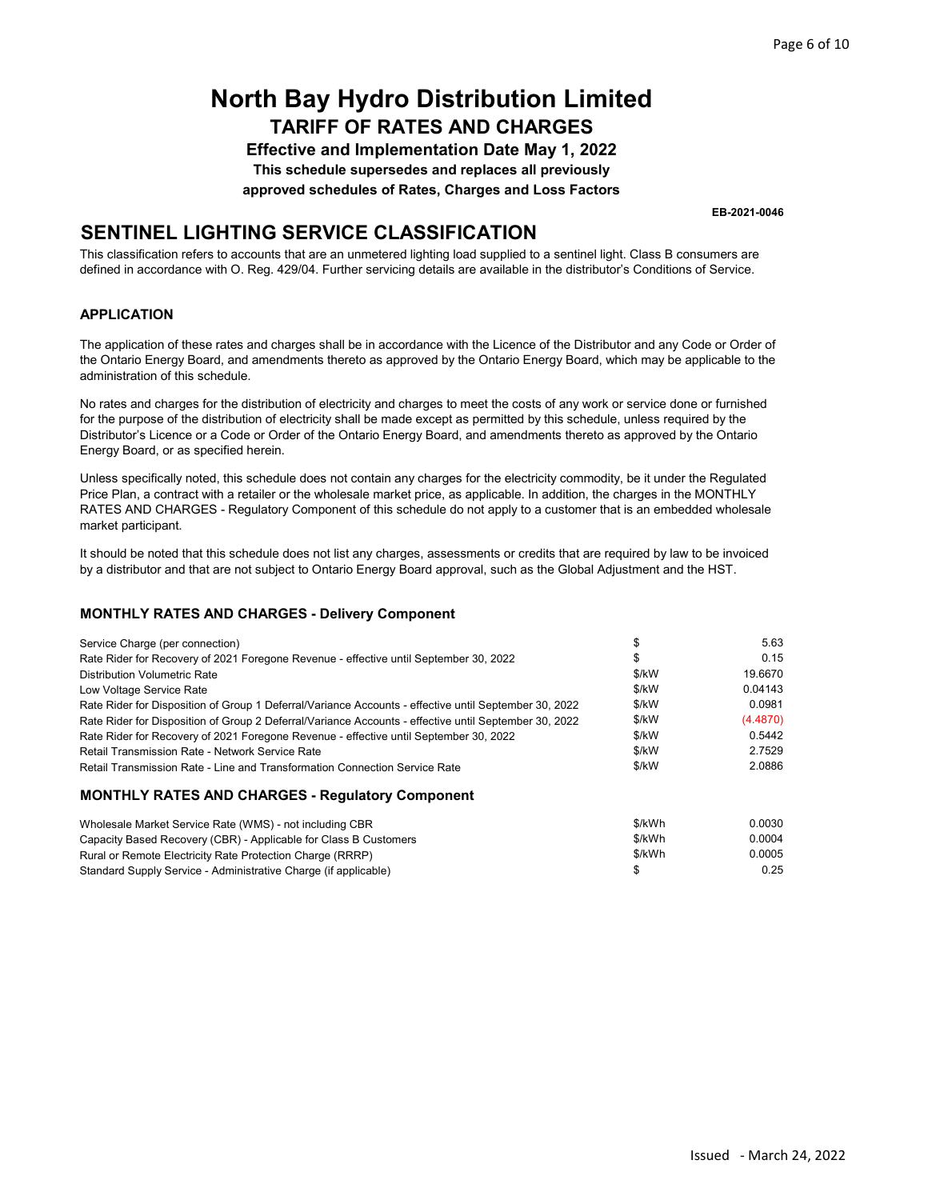# North Bay Hydro Distribution Limited

## TARIFF OF RATES AND CHARGES

**Effective and Implementation Date May 1, 2022**

**This schedule supersedes and replaces all previously approved schedules of Rates, Charges and Loss Factors**

**EB-2021-0046**

## SENTINEL LIGHTING SERVICE CLASSIFICATION

This classification refers to accounts that are an unmetered lighting load supplied to a sentinel light. Class B consumers are defined in accordance with O. Reg. 429/04. Further servicing details are available in the distributor's Conditions of Service.

### APPLICATION

The application of these rates and charges shall be in accordance with the Licence of the Distributor and any Code or Order of the Ontario Energy Board, and amendments thereto as approved by the Ontario Energy Board, which may be applicable to the administration of this schedule.

No rates and charges for the distribution of electricity and charges to meet the costs of any work or service done or furnished for the purpose of the distribution of electricity shall be made except as permitted by this schedule, unless required by the Distributor's Licence or a Code or Order of the Ontario Energy Board, and amendments thereto as approved by the Ontario Energy Board, or as specified herein.

Unless specifically noted, this schedule does not contain any charges for the electricity commodity, be it under the Regulated Price Plan, a contract with a retailer or the wholesale market price, as applicable. In addition, the charges in the MONTHLY RATES AND CHARGES - Regulatory Component of this schedule do not apply to a customer that is an embedded wholesale market participant.

It should be noted that this schedule does not list any charges, assessments or credits that are required by law to be invoiced by a distributor and that are not subject to Ontario Energy Board approval, such as the Global Adjustment and the HST.

### MONTHLY RATES AND CHARGES - Delivery Component

| | | |
|---|---|---|
| Service Charge (per connection) | $ | 5.63 |
| Rate Rider for Recovery of 2021 Foregone Revenue - effective until September 30, 2022 | $ | 0.15 |
| Distribution Volumetric Rate | $/kW | 19.6670 |
| Low Voltage Service Rate | $/kW | 0.04143 |
| Rate Rider for Disposition of Group 1 Deferral/Variance Accounts - effective until September 30, 2022 | $/kW | 0.0981 |
| Rate Rider for Disposition of Group 2 Deferral/Variance Accounts - effective until September 30, 2022 | $/kW | (4.4870) |
| Rate Rider for Recovery of 2021 Foregone Revenue - effective until September 30, 2022 | $/kW | 0.5442 |
| Retail Transmission Rate - Network Service Rate | $/kW | 2.7529 |
| Retail Transmission Rate - Line and Transformation Connection Service Rate | $/kW | 2.0886 |

### MONTHLY RATES AND CHARGES - Regulatory Component

| | | |
|---|---|---|
| Wholesale Market Service Rate (WMS) - not including CBR | $/kWh | 0.0030 |
| Capacity Based Recovery (CBR) - Applicable for Class B Customers | $/kWh | 0.0004 |
| Rural or Remote Electricity Rate Protection Charge (RRRP) | $/kWh | 0.0005 |
| Standard Supply Service - Administrative Charge (if applicable) | $ | 0.25 |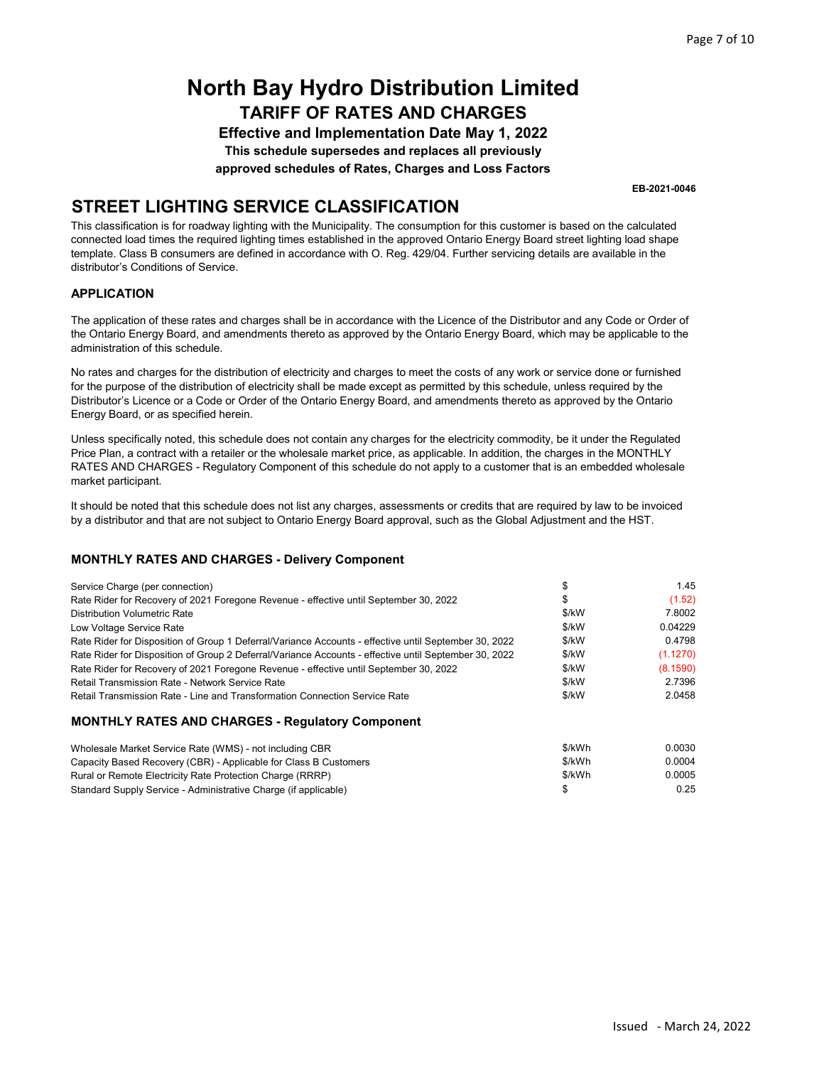# North Bay Hydro Distribution Limited

## TARIFF OF RATES AND CHARGES

**Effective and Implementation Date May 1, 2022**

**This schedule supersedes and replaces all previously approved schedules of Rates, Charges and Loss Factors**

**EB-2021-0046**

## STREET LIGHTING SERVICE CLASSIFICATION

This classification is for roadway lighting with the Municipality. The consumption for this customer is based on the calculated connected load times the required lighting times established in the approved Ontario Energy Board street lighting load shape template. Class B consumers are defined in accordance with O. Reg. 429/04. Further servicing details are available in the distributor's Conditions of Service.

### APPLICATION

The application of these rates and charges shall be in accordance with the Licence of the Distributor and any Code or Order of the Ontario Energy Board, and amendments thereto as approved by the Ontario Energy Board, which may be applicable to the administration of this schedule.

No rates and charges for the distribution of electricity and charges to meet the costs of any work or service done or furnished for the purpose of the distribution of electricity shall be made except as permitted by this schedule, unless required by the Distributor's Licence or a Code or Order of the Ontario Energy Board, and amendments thereto as approved by the Ontario Energy Board, or as specified herein.

Unless specifically noted, this schedule does not contain any charges for the electricity commodity, be it under the Regulated Price Plan, a contract with a retailer or the wholesale market price, as applicable. In addition, the charges in the MONTHLY RATES AND CHARGES - Regulatory Component of this schedule do not apply to a customer that is an embedded wholesale market participant.

It should be noted that this schedule does not list any charges, assessments or credits that are required by law to be invoiced by a distributor and that are not subject to Ontario Energy Board approval, such as the Global Adjustment and the HST.

### MONTHLY RATES AND CHARGES - Delivery Component

| | | |
|---|---|---|
| Service Charge (per connection) | $ | 1.45 |
| Rate Rider for Recovery of 2021 Foregone Revenue - effective until September 30, 2022 | $ | (1.52) |
| Distribution Volumetric Rate | $/kW | 7.8002 |
| Low Voltage Service Rate | $/kW | 0.04229 |
| Rate Rider for Disposition of Group 1 Deferral/Variance Accounts - effective until September 30, 2022 | $/kW | 0.4798 |
| Rate Rider for Disposition of Group 2 Deferral/Variance Accounts - effective until September 30, 2022 | $/kW | (1.1270) |
| Rate Rider for Recovery of 2021 Foregone Revenue - effective until September 30, 2022 | $/kW | (8.1590) |
| Retail Transmission Rate - Network Service Rate | $/kW | 2.7396 |
| Retail Transmission Rate - Line and Transformation Connection Service Rate | $/kW | 2.0458 |

### MONTHLY RATES AND CHARGES - Regulatory Component

| | | |
|---|---|---|
| Wholesale Market Service Rate (WMS) - not including CBR | $/kWh | 0.0030 |
| Capacity Based Recovery (CBR) - Applicable for Class B Customers | $/kWh | 0.0004 |
| Rural or Remote Electricity Rate Protection Charge (RRRP) | $/kWh | 0.0005 |
| Standard Supply Service - Administrative Charge (if applicable) | $ | 0.25 |

Issued - March 24, 2022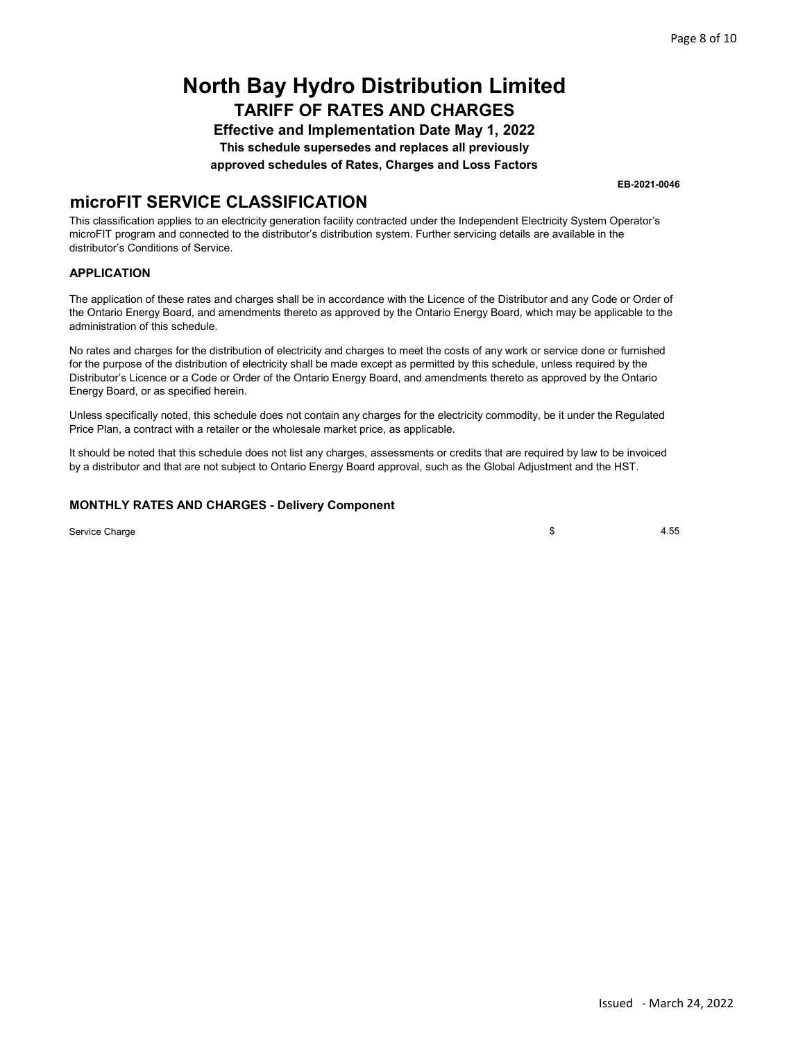# North Bay Hydro Distribution Limited

## TARIFF OF RATES AND CHARGES

**Effective and Implementation Date May 1, 2022**

**This schedule supersedes and replaces all previously approved schedules of Rates, Charges and Loss Factors**

**EB-2021-0046**

## microFIT SERVICE CLASSIFICATION

This classification applies to an electricity generation facility contracted under the Independent Electricity System Operator's microFIT program and connected to the distributor's distribution system. Further servicing details are available in the distributor's Conditions of Service.

### APPLICATION

The application of these rates and charges shall be in accordance with the Licence of the Distributor and any Code or Order of the Ontario Energy Board, and amendments thereto as approved by the Ontario Energy Board, which may be applicable to the administration of this schedule.

No rates and charges for the distribution of electricity and charges to meet the costs of any work or service done or furnished for the purpose of the distribution of electricity shall be made except as permitted by this schedule, unless required by the Distributor's Licence or a Code or Order of the Ontario Energy Board, and amendments thereto as approved by the Ontario Energy Board, or as specified herein.

Unless specifically noted, this schedule does not contain any charges for the electricity commodity, be it under the Regulated Price Plan, a contract with a retailer or the wholesale market price, as applicable.

It should be noted that this schedule does not list any charges, assessments or credits that are required by law to be invoiced by a distributor and that are not subject to Ontario Energy Board approval, such as the Global Adjustment and the HST.

### MONTHLY RATES AND CHARGES - Delivery Component

| | | |
|---|---|---|
| Service Charge | $ | 4.55 |

Issued - March 24, 2022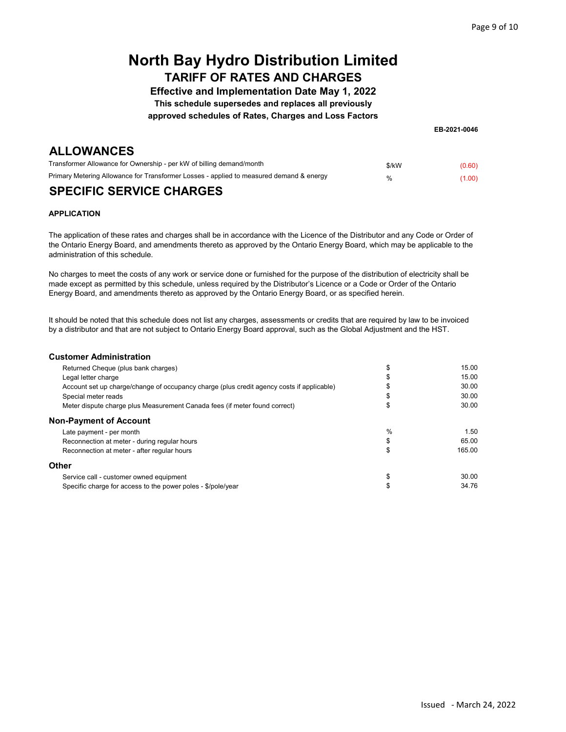# North Bay Hydro Distribution Limited

## TARIFF OF RATES AND CHARGES

**Effective and Implementation Date May 1, 2022**

**This schedule supersedes and replaces all previously approved schedules of Rates, Charges and Loss Factors**

**EB-2021-0046**

## ALLOWANCES

| | | |
|---|---|---|
| Transformer Allowance for Ownership - per kW of billing demand/month | $/kW | (0.60) |
| Primary Metering Allowance for Transformer Losses - applied to measured demand & energy | % | (1.00) |

## SPECIFIC SERVICE CHARGES

**APPLICATION**

The application of these rates and charges shall be in accordance with the Licence of the Distributor and any Code or Order of the Ontario Energy Board, and amendments thereto as approved by the Ontario Energy Board, which may be applicable to the administration of this schedule.

No charges to meet the costs of any work or service done or furnished for the purpose of the distribution of electricity shall be made except as permitted by this schedule, unless required by the Distributor's Licence or a Code or Order of the Ontario Energy Board, and amendments thereto as approved by the Ontario Energy Board, or as specified herein.

It should be noted that this schedule does not list any charges, assessments or credits that are required by law to be invoiced by a distributor and that are not subject to Ontario Energy Board approval, such as the Global Adjustment and the HST.

### Customer Administration

| | | |
|---|---|---|
| Returned Cheque (plus bank charges) | $ | 15.00 |
| Legal letter charge | $ | 15.00 |
| Account set up charge/change of occupancy charge (plus credit agency costs if applicable) | $ | 30.00 |
| Special meter reads | $ | 30.00 |
| Meter dispute charge plus Measurement Canada fees (if meter found correct) | $ | 30.00 |

### Non-Payment of Account

| | | |
|---|---|---|
| Late payment - per month | % | 1.50 |
| Reconnection at meter - during regular hours | $ | 65.00 |
| Reconnection at meter - after regular hours | $ | 165.00 |

### Other

| | | |
|---|---|---|
| Service call - customer owned equipment | $ | 30.00 |
| Specific charge for access to the power poles - $/pole/year | $ | 34.76 |

Issued - March 24, 2022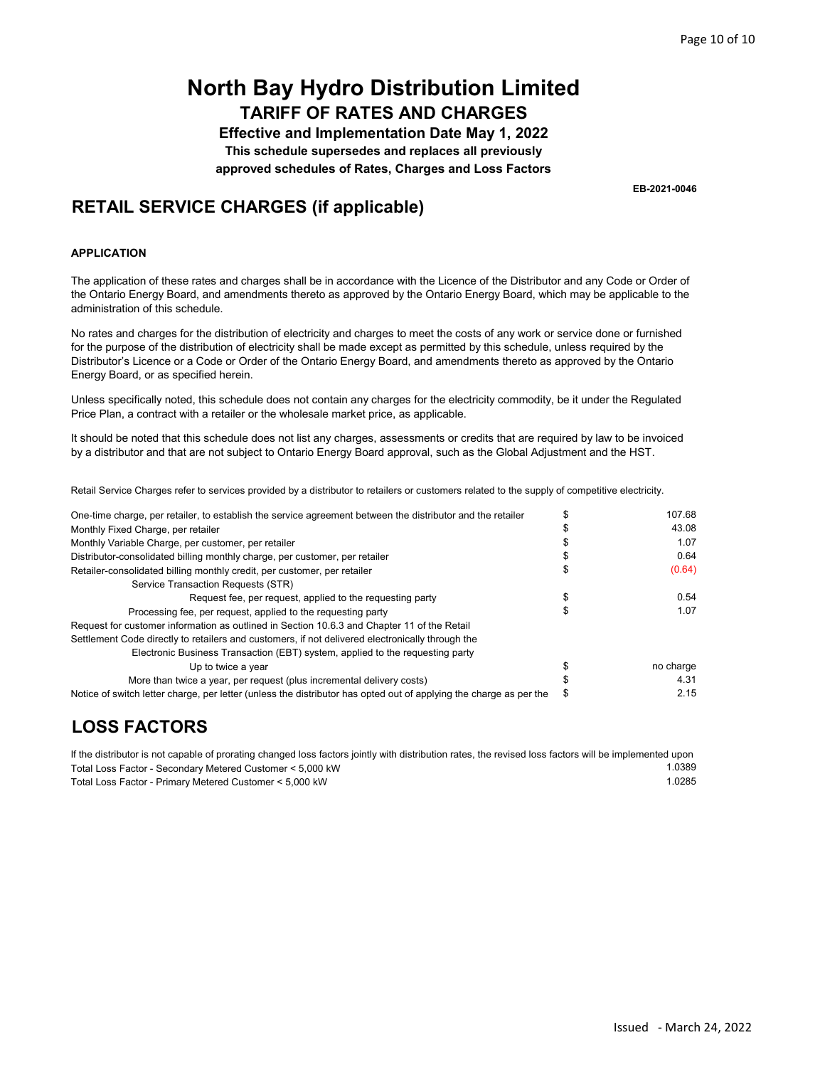# North Bay Hydro Distribution Limited

## TARIFF OF RATES AND CHARGES

**Effective and Implementation Date May 1, 2022**

**This schedule supersedes and replaces all previously approved schedules of Rates, Charges and Loss Factors**

**EB-2021-0046**

## RETAIL SERVICE CHARGES (if applicable)

**APPLICATION**

The application of these rates and charges shall be in accordance with the Licence of the Distributor and any Code or Order of the Ontario Energy Board, and amendments thereto as approved by the Ontario Energy Board, which may be applicable to the administration of this schedule.

No rates and charges for the distribution of electricity and charges to meet the costs of any work or service done or furnished for the purpose of the distribution of electricity shall be made except as permitted by this schedule, unless required by the Distributor's Licence or a Code or Order of the Ontario Energy Board, and amendments thereto as approved by the Ontario Energy Board, or as specified herein.

Unless specifically noted, this schedule does not contain any charges for the electricity commodity, be it under the Regulated Price Plan, a contract with a retailer or the wholesale market price, as applicable.

It should be noted that this schedule does not list any charges, assessments or credits that are required by law to be invoiced by a distributor and that are not subject to Ontario Energy Board approval, such as the Global Adjustment and the HST.

Retail Service Charges refer to services provided by a distributor to retailers or customers related to the supply of competitive electricity.

| | | |
|---|---|---|
| One-time charge, per retailer, to establish the service agreement between the distributor and the retailer | $ | 107.68 |
| Monthly Fixed Charge, per retailer | $ | 43.08 |
| Monthly Variable Charge, per customer, per retailer | $ | 1.07 |
| Distributor-consolidated billing monthly charge, per customer, per retailer | $ | 0.64 |
| Retailer-consolidated billing monthly credit, per customer, per retailer | $ | (0.64) |
| Service Transaction Requests (STR) | | |
| Request fee, per request, applied to the requesting party | $ | 0.54 |
| Processing fee, per request, applied to the requesting party | $ | 1.07 |
| Request for customer information as outlined in Section 10.6.3 and Chapter 11 of the Retail Settlement Code directly to retailers and customers, if not delivered electronically through the Electronic Business Transaction (EBT) system, applied to the requesting party | | |
| Up to twice a year | $ | no charge |
| More than twice a year, per request (plus incremental delivery costs) | $ | 4.31 |
| Notice of switch letter charge, per letter (unless the distributor has opted out of applying the charge as per the | $ | 2.15 |

## LOSS FACTORS

If the distributor is not capable of prorating changed loss factors jointly with distribution rates, the revised loss factors will be implemented upon

| | |
|---|---|
| Total Loss Factor - Secondary Metered Customer < 5,000 kW | 1.0389 |
| Total Loss Factor - Primary Metered Customer < 5,000 kW | 1.0285 |

Issued - March 24, 2022